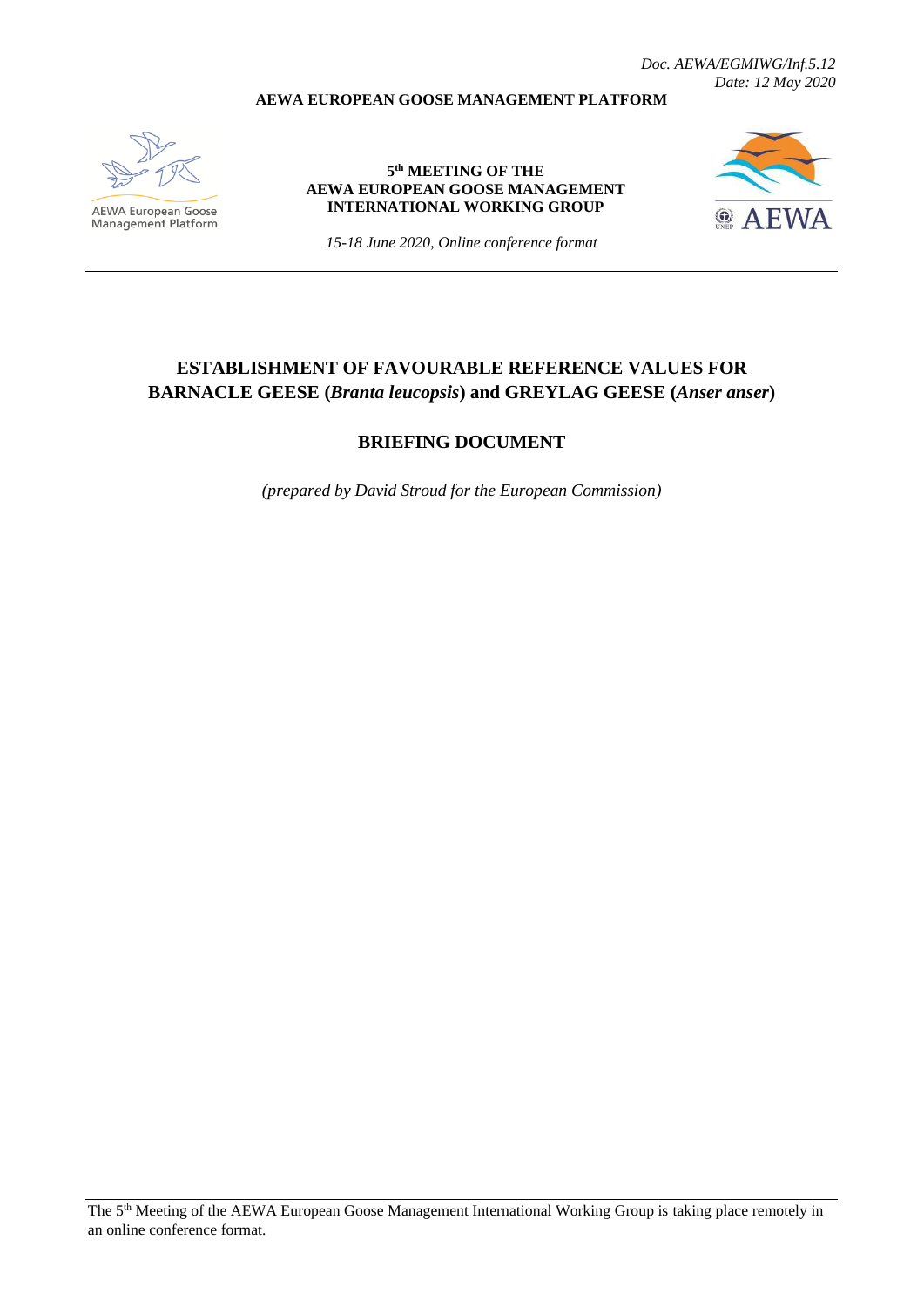*Doc. AEWA/EGMIWG/Inf.5.12*
*Date: 12 May 2020*

**AEWA EUROPEAN GOOSE MANAGEMENT PLATFORM**

AEWA European Goose Management Platform

**5th MEETING OF THE**
**AEWA EUROPEAN GOOSE MANAGEMENT INTERNATIONAL WORKING GROUP**

*15-18 June 2020, Online conference format*

AEWA

# ESTABLISHMENT OF FAVOURABLE REFERENCE VALUES FOR BARNACLE GEESE (*Branta leucopsis*) and GREYLAG GEESE (*Anser anser*)

## BRIEFING DOCUMENT

*(prepared by David Stroud for the European Commission)*

The 5th Meeting of the AEWA European Goose Management International Working Group is taking place remotely in an online conference format.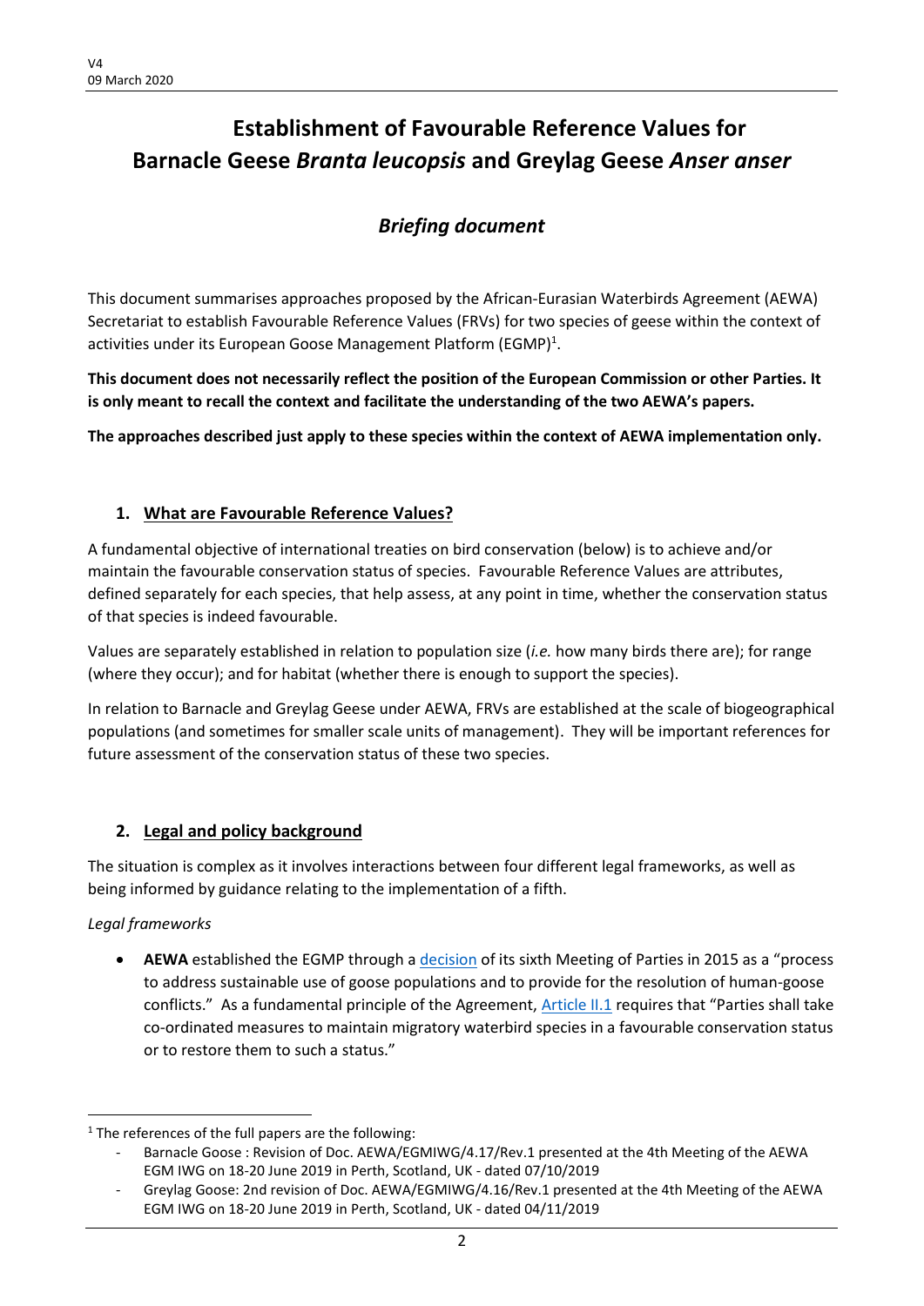V4
09 March 2020

# Establishment of Favourable Reference Values for Barnacle Geese *Branta leucopsis* and Greylag Geese *Anser anser*

## *Briefing document*

This document summarises approaches proposed by the African-Eurasian Waterbirds Agreement (AEWA) Secretariat to establish Favourable Reference Values (FRVs) for two species of geese within the context of activities under its European Goose Management Platform (EGMP)[1].

**This document does not necessarily reflect the position of the European Commission or other Parties. It is only meant to recall the context and facilitate the understanding of the two AEWA's papers.**

**The approaches described just apply to these species within the context of AEWA implementation only.**

### 1. What are Favourable Reference Values?

A fundamental objective of international treaties on bird conservation (below) is to achieve and/or maintain the favourable conservation status of species. Favourable Reference Values are attributes, defined separately for each species, that help assess, at any point in time, whether the conservation status of that species is indeed favourable.

Values are separately established in relation to population size (*i.e.* how many birds there are); for range (where they occur); and for habitat (whether there is enough to support the species).

In relation to Barnacle and Greylag Geese under AEWA, FRVs are established at the scale of biogeographical populations (and sometimes for smaller scale units of management). They will be important references for future assessment of the conservation status of these two species.

### 2. Legal and policy background

The situation is complex as it involves interactions between four different legal frameworks, as well as being informed by guidance relating to the implementation of a fifth.

*Legal frameworks*

- **AEWA** established the EGMP through a decision of its sixth Meeting of Parties in 2015 as a "process to address sustainable use of goose populations and to provide for the resolution of human-goose conflicts." As a fundamental principle of the Agreement, Article II.1 requires that "Parties shall take co-ordinated measures to maintain migratory waterbird species in a favourable conservation status or to restore them to such a status."

[1] The references of the full papers are the following:
- Barnacle Goose : Revision of Doc. AEWA/EGMIWG/4.17/Rev.1 presented at the 4th Meeting of the AEWA EGM IWG on 18-20 June 2019 in Perth, Scotland, UK - dated 07/10/2019
- Greylag Goose: 2nd revision of Doc. AEWA/EGMIWG/4.16/Rev.1 presented at the 4th Meeting of the AEWA EGM IWG on 18-20 June 2019 in Perth, Scotland, UK - dated 04/11/2019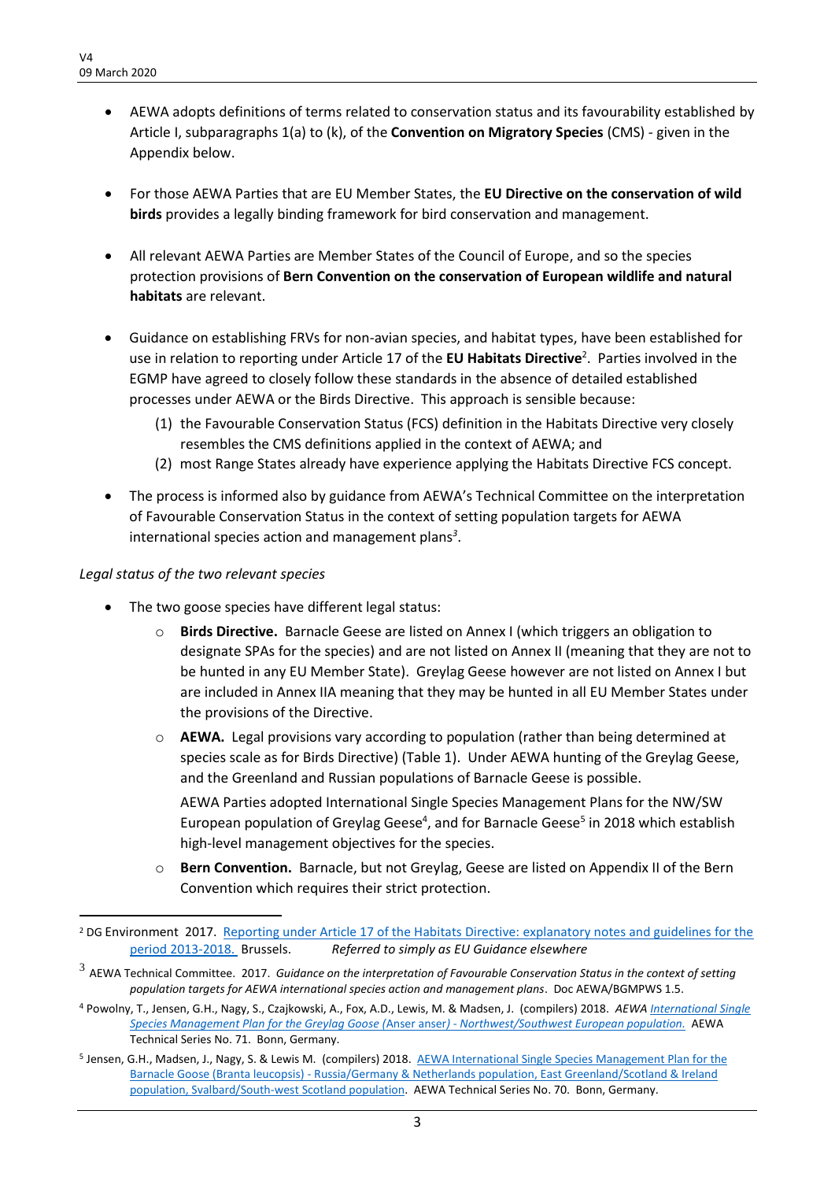- AEWA adopts definitions of terms related to conservation status and its favourability established by Article I, subparagraphs 1(a) to (k), of the **Convention on Migratory Species** (CMS) - given in the Appendix below.

- For those AEWA Parties that are EU Member States, the **EU Directive on the conservation of wild birds** provides a legally binding framework for bird conservation and management.

- All relevant AEWA Parties are Member States of the Council of Europe, and so the species protection provisions of **Bern Convention on the conservation of European wildlife and natural habitats** are relevant.

- Guidance on establishing FRVs for non-avian species, and habitat types, have been established for use in relation to reporting under Article 17 of the **EU Habitats Directive**[2]. Parties involved in the EGMP have agreed to closely follow these standards in the absence of detailed established processes under AEWA or the Birds Directive. This approach is sensible because:
  (1) the Favourable Conservation Status (FCS) definition in the Habitats Directive very closely resembles the CMS definitions applied in the context of AEWA; and
  (2) most Range States already have experience applying the Habitats Directive FCS concept.

- The process is informed also by guidance from AEWA's Technical Committee on the interpretation of Favourable Conservation Status in the context of setting population targets for AEWA international species action and management plans[3].

*Legal status of the two relevant species*

- The two goose species have different legal status:
  - **Birds Directive.** Barnacle Geese are listed on Annex I (which triggers an obligation to designate SPAs for the species) and are not listed on Annex II (meaning that they are not to be hunted in any EU Member State). Greylag Geese however are not listed on Annex I but are included in Annex IIA meaning that they may be hunted in all EU Member States under the provisions of the Directive.
  - **AEWA.** Legal provisions vary according to population (rather than being determined at species scale as for Birds Directive) (Table 1). Under AEWA hunting of the Greylag Geese, and the Greenland and Russian populations of Barnacle Geese is possible.

    AEWA Parties adopted International Single Species Management Plans for the NW/SW European population of Greylag Geese[4], and for Barnacle Geese[5] in 2018 which establish high-level management objectives for the species.
  - **Bern Convention.** Barnacle, but not Greylag, Geese are listed on Appendix II of the Bern Convention which requires their strict protection.

---

[2] DG Environment 2017. Reporting under Article 17 of the Habitats Directive: explanatory notes and guidelines for the period 2013-2018. Brussels. *Referred to simply as EU Guidance elsewhere*

[3] AEWA Technical Committee. 2017. *Guidance on the interpretation of Favourable Conservation Status in the context of setting population targets for AEWA international species action and management plans*. Doc AEWA/BGMPWS 1.5.

[4] Powolny, T., Jensen, G.H., Nagy, S., Czajkowski, A., Fox, A.D., Lewis, M. & Madsen, J. (compilers) 2018. *AEWA International Single Species Management Plan for the Greylag Goose (*Anser anser*) - Northwest/Southwest European population.* AEWA Technical Series No. 71. Bonn, Germany.

[5] Jensen, G.H., Madsen, J., Nagy, S. & Lewis M. (compilers) 2018. AEWA International Single Species Management Plan for the Barnacle Goose (Branta leucopsis) - Russia/Germany & Netherlands population, East Greenland/Scotland & Ireland population, Svalbard/South-west Scotland population. AEWA Technical Series No. 70. Bonn, Germany.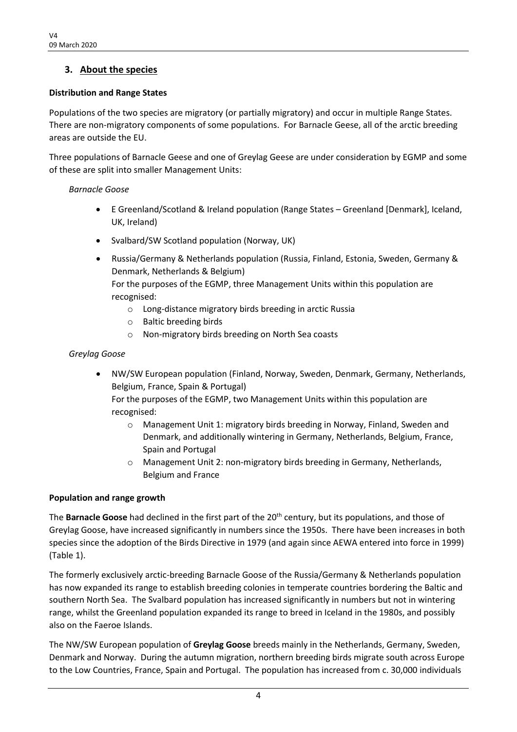## 3. About the species

**Distribution and Range States**

Populations of the two species are migratory (or partially migratory) and occur in multiple Range States. There are non-migratory components of some populations. For Barnacle Geese, all of the arctic breeding areas are outside the EU.

Three populations of Barnacle Geese and one of Greylag Geese are under consideration by EGMP and some of these are split into smaller Management Units:

*Barnacle Goose*

- E Greenland/Scotland & Ireland population (Range States – Greenland [Denmark], Iceland, UK, Ireland)
- Svalbard/SW Scotland population (Norway, UK)
- Russia/Germany & Netherlands population (Russia, Finland, Estonia, Sweden, Germany & Denmark, Netherlands & Belgium)
  For the purposes of the EGMP, three Management Units within this population are recognised:
  - Long-distance migratory birds breeding in arctic Russia
  - Baltic breeding birds
  - Non-migratory birds breeding on North Sea coasts

*Greylag Goose*

- NW/SW European population (Finland, Norway, Sweden, Denmark, Germany, Netherlands, Belgium, France, Spain & Portugal)
  For the purposes of the EGMP, two Management Units within this population are recognised:
  - Management Unit 1: migratory birds breeding in Norway, Finland, Sweden and Denmark, and additionally wintering in Germany, Netherlands, Belgium, France, Spain and Portugal
  - Management Unit 2: non-migratory birds breeding in Germany, Netherlands, Belgium and France

**Population and range growth**

The **Barnacle Goose** had declined in the first part of the 20th century, but its populations, and those of Greylag Goose, have increased significantly in numbers since the 1950s. There have been increases in both species since the adoption of the Birds Directive in 1979 (and again since AEWA entered into force in 1999) (Table 1).

The formerly exclusively arctic-breeding Barnacle Goose of the Russia/Germany & Netherlands population has now expanded its range to establish breeding colonies in temperate countries bordering the Baltic and southern North Sea. The Svalbard population has increased significantly in numbers but not in wintering range, whilst the Greenland population expanded its range to breed in Iceland in the 1980s, and possibly also on the Faeroe Islands.

The NW/SW European population of **Greylag Goose** breeds mainly in the Netherlands, Germany, Sweden, Denmark and Norway. During the autumn migration, northern breeding birds migrate south across Europe to the Low Countries, France, Spain and Portugal. The population has increased from c. 30,000 individuals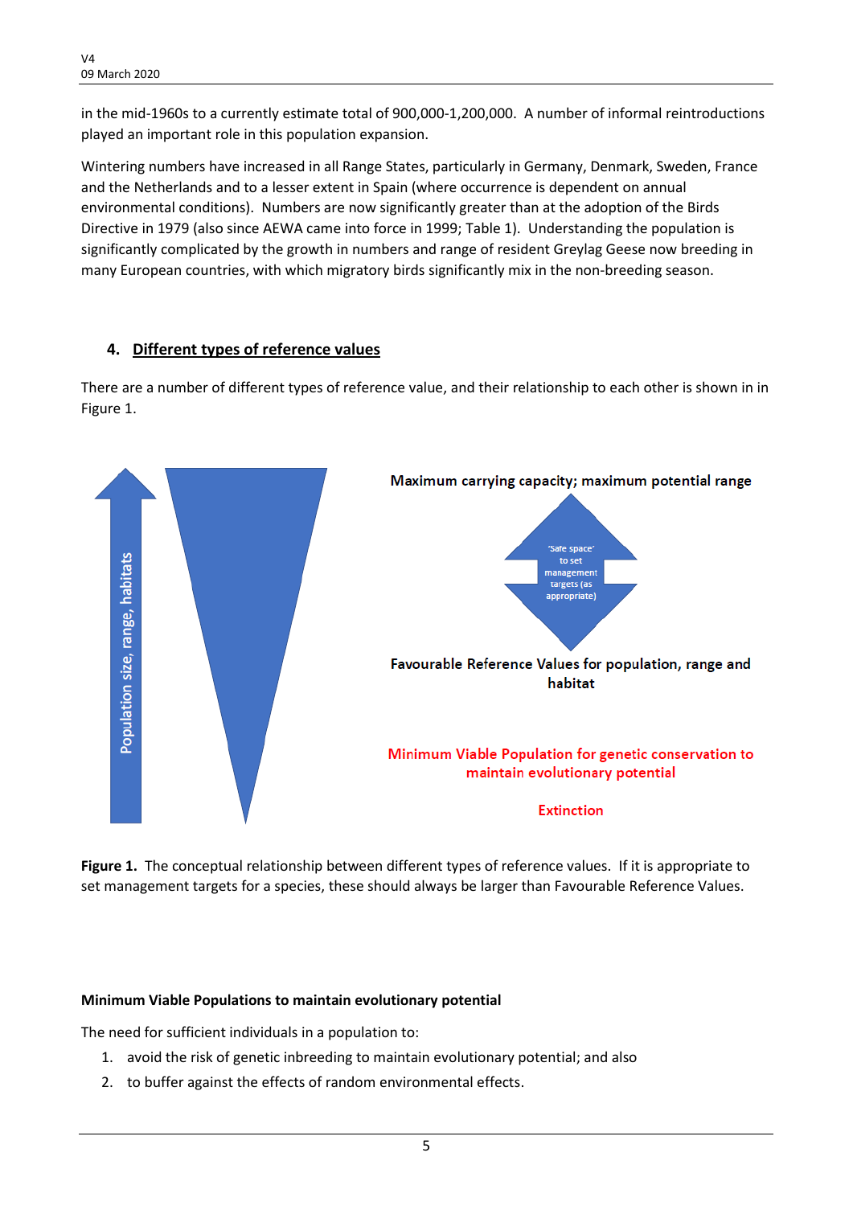in the mid-1960s to a currently estimate total of 900,000-1,200,000. A number of informal reintroductions played an important role in this population expansion.

Wintering numbers have increased in all Range States, particularly in Germany, Denmark, Sweden, France and the Netherlands and to a lesser extent in Spain (where occurrence is dependent on annual environmental conditions). Numbers are now significantly greater than at the adoption of the Birds Directive in 1979 (also since AEWA came into force in 1999; Table 1). Understanding the population is significantly complicated by the growth in numbers and range of resident Greylag Geese now breeding in many European countries, with which migratory birds significantly mix in the non-breeding season.

## 4. Different types of reference values

There are a number of different types of reference value, and their relationship to each other is shown in in Figure 1.

Population size, range, habitats

Maximum carrying capacity; maximum potential range

'Safe space' to set management targets (as appropriate)

Favourable Reference Values for population, range and habitat

Minimum Viable Population for genetic conservation to maintain evolutionary potential

Extinction

**Figure 1.** The conceptual relationship between different types of reference values. If it is appropriate to set management targets for a species, these should always be larger than Favourable Reference Values.

**Minimum Viable Populations to maintain evolutionary potential**

The need for sufficient individuals in a population to:

1. avoid the risk of genetic inbreeding to maintain evolutionary potential; and also
2. to buffer against the effects of random environmental effects.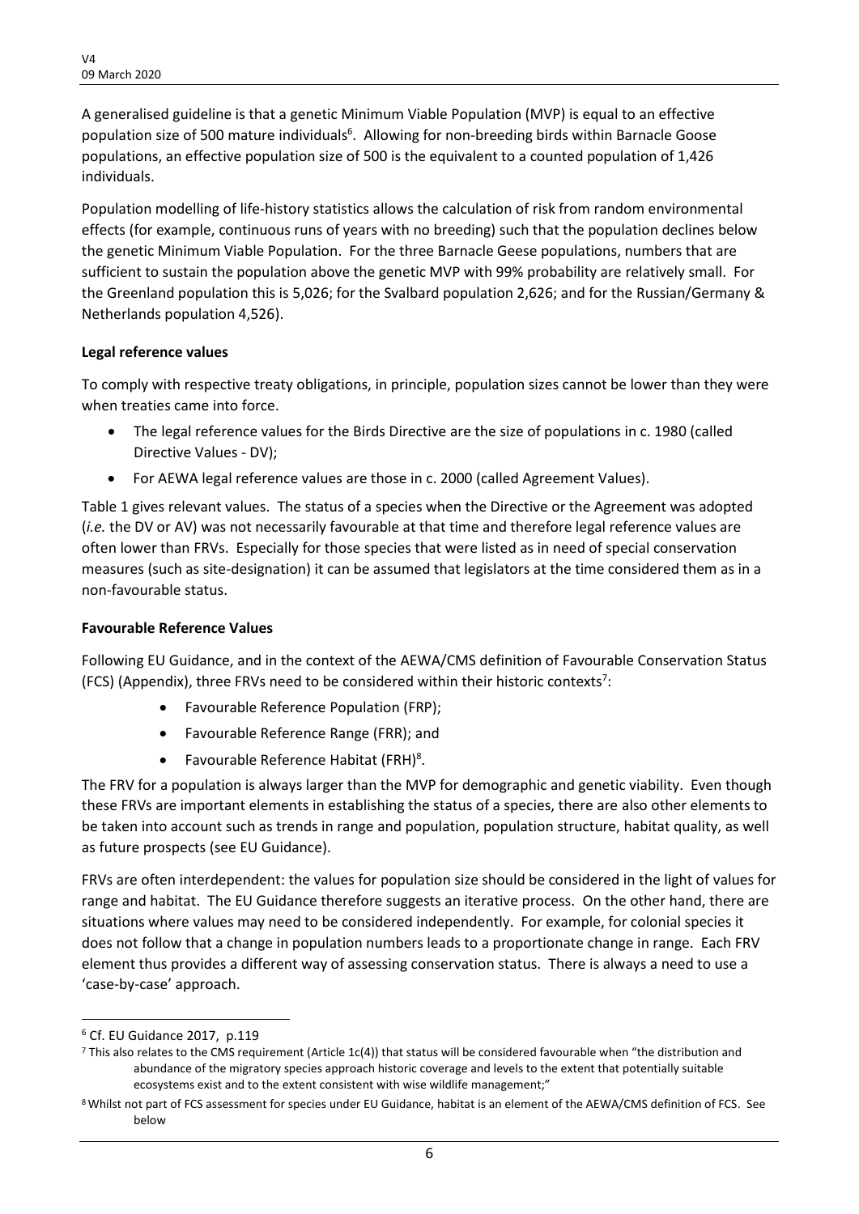A generalised guideline is that a genetic Minimum Viable Population (MVP) is equal to an effective population size of 500 mature individuals[6]. Allowing for non-breeding birds within Barnacle Goose populations, an effective population size of 500 is the equivalent to a counted population of 1,426 individuals.

Population modelling of life-history statistics allows the calculation of risk from random environmental effects (for example, continuous runs of years with no breeding) such that the population declines below the genetic Minimum Viable Population. For the three Barnacle Geese populations, numbers that are sufficient to sustain the population above the genetic MVP with 99% probability are relatively small. For the Greenland population this is 5,026; for the Svalbard population 2,626; and for the Russian/Germany & Netherlands population 4,526).

**Legal reference values**

To comply with respective treaty obligations, in principle, population sizes cannot be lower than they were when treaties came into force.

- The legal reference values for the Birds Directive are the size of populations in c. 1980 (called Directive Values - DV);
- For AEWA legal reference values are those in c. 2000 (called Agreement Values).

Table 1 gives relevant values. The status of a species when the Directive or the Agreement was adopted (*i.e.* the DV or AV) was not necessarily favourable at that time and therefore legal reference values are often lower than FRVs. Especially for those species that were listed as in need of special conservation measures (such as site-designation) it can be assumed that legislators at the time considered them as in a non-favourable status.

**Favourable Reference Values**

Following EU Guidance, and in the context of the AEWA/CMS definition of Favourable Conservation Status (FCS) (Appendix), three FRVs need to be considered within their historic contexts[7]:

- Favourable Reference Population (FRP);
- Favourable Reference Range (FRR); and
- Favourable Reference Habitat (FRH)[8].

The FRV for a population is always larger than the MVP for demographic and genetic viability. Even though these FRVs are important elements in establishing the status of a species, there are also other elements to be taken into account such as trends in range and population, population structure, habitat quality, as well as future prospects (see EU Guidance).

FRVs are often interdependent: the values for population size should be considered in the light of values for range and habitat. The EU Guidance therefore suggests an iterative process. On the other hand, there are situations where values may need to be considered independently. For example, for colonial species it does not follow that a change in population numbers leads to a proportionate change in range. Each FRV element thus provides a different way of assessing conservation status. There is always a need to use a 'case-by-case' approach.

---

[6] Cf. EU Guidance 2017, p.119

[7] This also relates to the CMS requirement (Article 1c(4)) that status will be considered favourable when "the distribution and abundance of the migratory species approach historic coverage and levels to the extent that potentially suitable ecosystems exist and to the extent consistent with wise wildlife management;"

[8] Whilst not part of FCS assessment for species under EU Guidance, habitat is an element of the AEWA/CMS definition of FCS. See below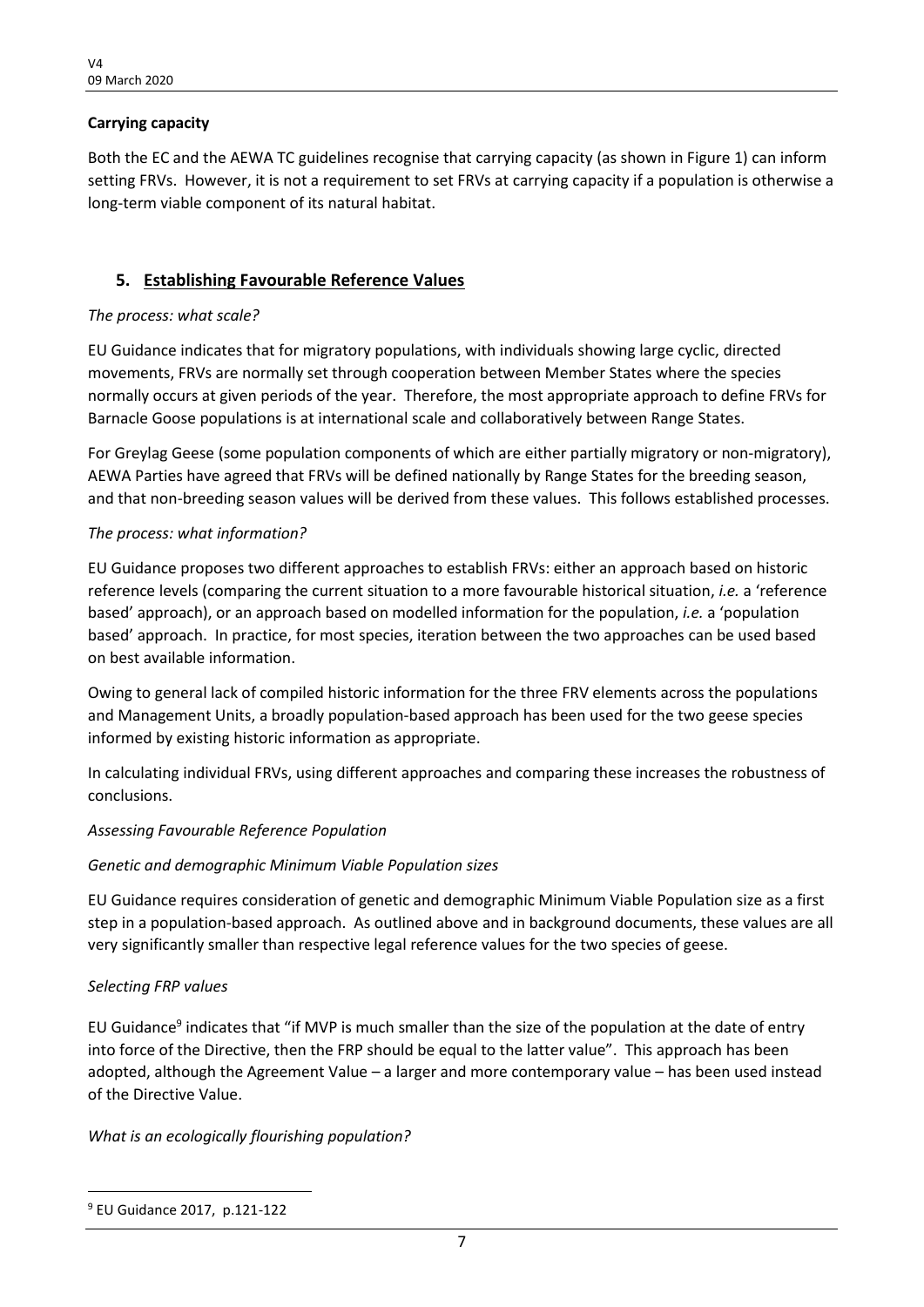**Carrying capacity**

Both the EC and the AEWA TC guidelines recognise that carrying capacity (as shown in Figure 1) can inform setting FRVs. However, it is not a requirement to set FRVs at carrying capacity if a population is otherwise a long-term viable component of its natural habitat.

## 5. Establishing Favourable Reference Values

*The process: what scale?*

EU Guidance indicates that for migratory populations, with individuals showing large cyclic, directed movements, FRVs are normally set through cooperation between Member States where the species normally occurs at given periods of the year. Therefore, the most appropriate approach to define FRVs for Barnacle Goose populations is at international scale and collaboratively between Range States.

For Greylag Geese (some population components of which are either partially migratory or non-migratory), AEWA Parties have agreed that FRVs will be defined nationally by Range States for the breeding season, and that non-breeding season values will be derived from these values. This follows established processes.

*The process: what information?*

EU Guidance proposes two different approaches to establish FRVs: either an approach based on historic reference levels (comparing the current situation to a more favourable historical situation, *i.e.* a 'reference based' approach), or an approach based on modelled information for the population, *i.e.* a 'population based' approach. In practice, for most species, iteration between the two approaches can be used based on best available information.

Owing to general lack of compiled historic information for the three FRV elements across the populations and Management Units, a broadly population-based approach has been used for the two geese species informed by existing historic information as appropriate.

In calculating individual FRVs, using different approaches and comparing these increases the robustness of conclusions.

*Assessing Favourable Reference Population*

*Genetic and demographic Minimum Viable Population sizes*

EU Guidance requires consideration of genetic and demographic Minimum Viable Population size as a first step in a population-based approach. As outlined above and in background documents, these values are all very significantly smaller than respective legal reference values for the two species of geese.

*Selecting FRP values*

EU Guidance[9] indicates that "if MVP is much smaller than the size of the population at the date of entry into force of the Directive, then the FRP should be equal to the latter value". This approach has been adopted, although the Agreement Value – a larger and more contemporary value – has been used instead of the Directive Value.

*What is an ecologically flourishing population?*

[9] EU Guidance 2017, p.121-122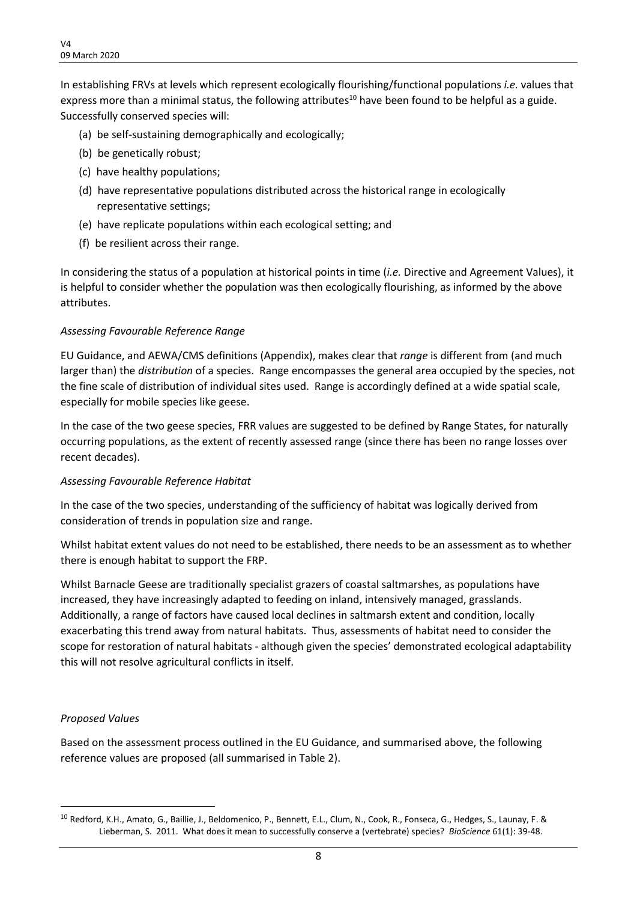In establishing FRVs at levels which represent ecologically flourishing/functional populations *i.e.* values that express more than a minimal status, the following attributes[10] have been found to be helpful as a guide. Successfully conserved species will:

(a) be self-sustaining demographically and ecologically;
(b) be genetically robust;
(c) have healthy populations;
(d) have representative populations distributed across the historical range in ecologically representative settings;
(e) have replicate populations within each ecological setting; and
(f) be resilient across their range.

In considering the status of a population at historical points in time (*i.e.* Directive and Agreement Values), it is helpful to consider whether the population was then ecologically flourishing, as informed by the above attributes.

*Assessing Favourable Reference Range*

EU Guidance, and AEWA/CMS definitions (Appendix), makes clear that *range* is different from (and much larger than) the *distribution* of a species. Range encompasses the general area occupied by the species, not the fine scale of distribution of individual sites used. Range is accordingly defined at a wide spatial scale, especially for mobile species like geese.

In the case of the two geese species, FRR values are suggested to be defined by Range States, for naturally occurring populations, as the extent of recently assessed range (since there has been no range losses over recent decades).

*Assessing Favourable Reference Habitat*

In the case of the two species, understanding of the sufficiency of habitat was logically derived from consideration of trends in population size and range.

Whilst habitat extent values do not need to be established, there needs to be an assessment as to whether there is enough habitat to support the FRP.

Whilst Barnacle Geese are traditionally specialist grazers of coastal saltmarshes, as populations have increased, they have increasingly adapted to feeding on inland, intensively managed, grasslands. Additionally, a range of factors have caused local declines in saltmarsh extent and condition, locally exacerbating this trend away from natural habitats. Thus, assessments of habitat need to consider the scope for restoration of natural habitats - although given the species' demonstrated ecological adaptability this will not resolve agricultural conflicts in itself.

*Proposed Values*

Based on the assessment process outlined in the EU Guidance, and summarised above, the following reference values are proposed (all summarised in Table 2).

[10] Redford, K.H., Amato, G., Baillie, J., Beldomenico, P., Bennett, E.L., Clum, N., Cook, R., Fonseca, G., Hedges, S., Launay, F. & Lieberman, S. 2011. What does it mean to successfully conserve a (vertebrate) species? *BioScience* 61(1): 39-48.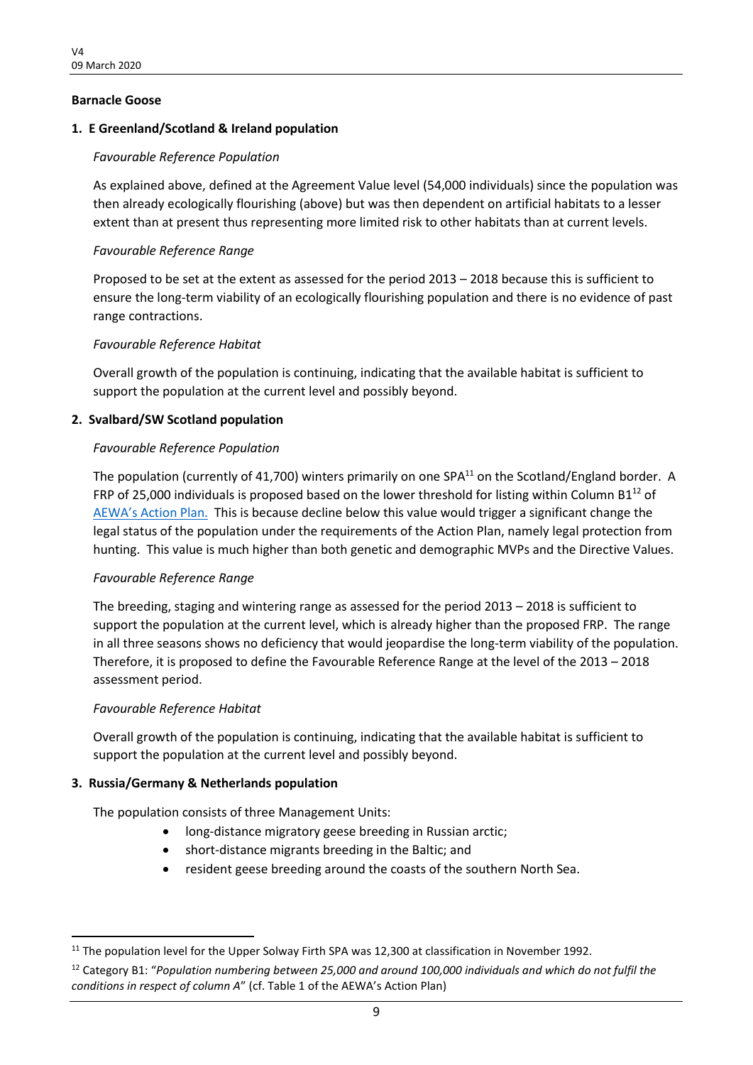**Barnacle Goose**

**1. E Greenland/Scotland & Ireland population**

*Favourable Reference Population*

As explained above, defined at the Agreement Value level (54,000 individuals) since the population was then already ecologically flourishing (above) but was then dependent on artificial habitats to a lesser extent than at present thus representing more limited risk to other habitats than at current levels.

*Favourable Reference Range*

Proposed to be set at the extent as assessed for the period 2013 – 2018 because this is sufficient to ensure the long-term viability of an ecologically flourishing population and there is no evidence of past range contractions.

*Favourable Reference Habitat*

Overall growth of the population is continuing, indicating that the available habitat is sufficient to support the population at the current level and possibly beyond.

**2. Svalbard/SW Scotland population**

*Favourable Reference Population*

The population (currently of 41,700) winters primarily on one SPA[11] on the Scotland/England border. A FRP of 25,000 individuals is proposed based on the lower threshold for listing within Column B1[12] of AEWA's Action Plan. This is because decline below this value would trigger a significant change the legal status of the population under the requirements of the Action Plan, namely legal protection from hunting. This value is much higher than both genetic and demographic MVPs and the Directive Values.

*Favourable Reference Range*

The breeding, staging and wintering range as assessed for the period 2013 – 2018 is sufficient to support the population at the current level, which is already higher than the proposed FRP. The range in all three seasons shows no deficiency that would jeopardise the long-term viability of the population. Therefore, it is proposed to define the Favourable Reference Range at the level of the 2013 – 2018 assessment period.

*Favourable Reference Habitat*

Overall growth of the population is continuing, indicating that the available habitat is sufficient to support the population at the current level and possibly beyond.

**3. Russia/Germany & Netherlands population**

The population consists of three Management Units:

- long-distance migratory geese breeding in Russian arctic;
- short-distance migrants breeding in the Baltic; and
- resident geese breeding around the coasts of the southern North Sea.

---

[11] The population level for the Upper Solway Firth SPA was 12,300 at classification in November 1992.

[12] Category B1: "*Population numbering between 25,000 and around 100,000 individuals and which do not fulfil the conditions in respect of column A*" (cf. Table 1 of the AEWA's Action Plan)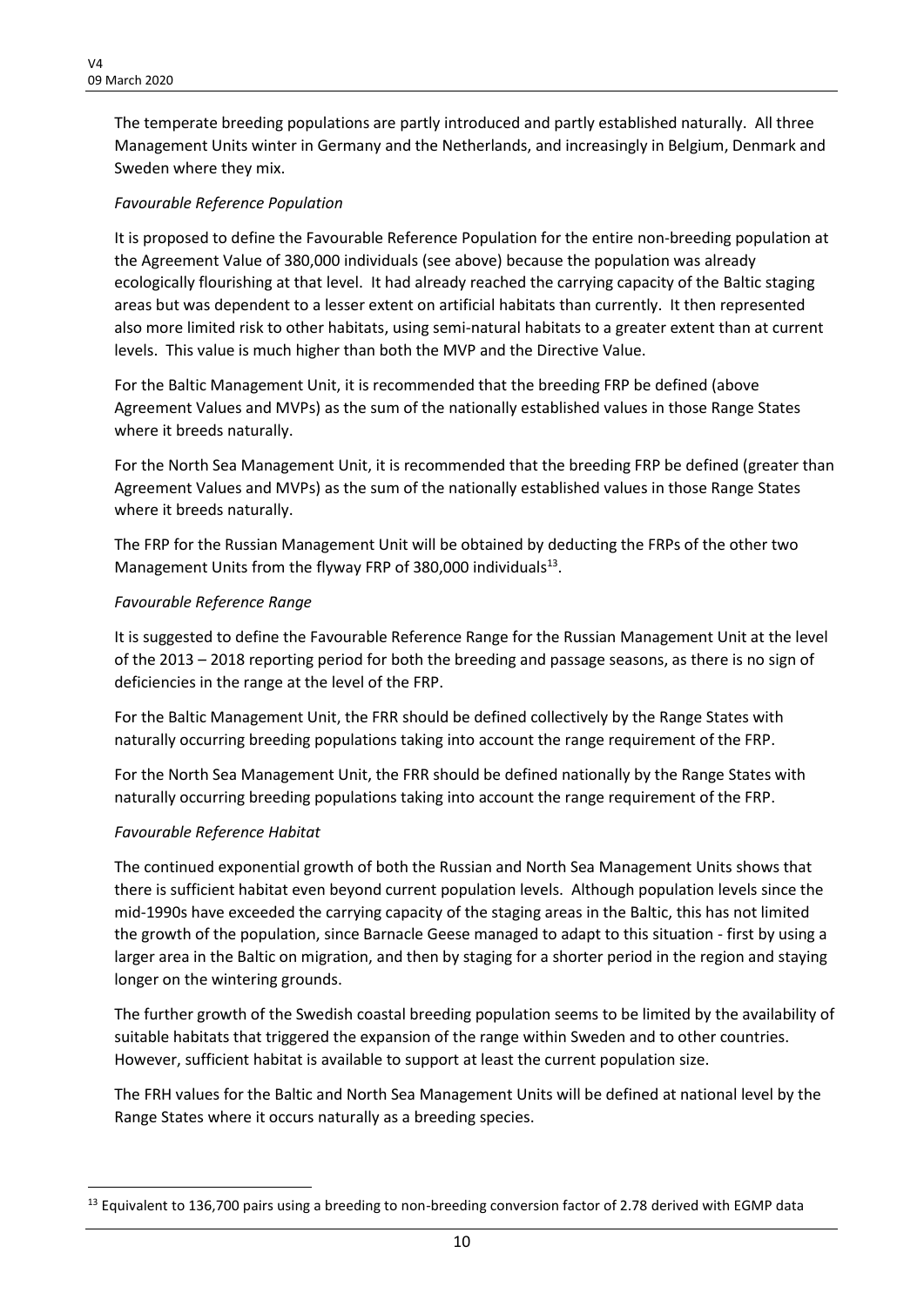The temperate breeding populations are partly introduced and partly established naturally. All three Management Units winter in Germany and the Netherlands, and increasingly in Belgium, Denmark and Sweden where they mix.

*Favourable Reference Population*

It is proposed to define the Favourable Reference Population for the entire non-breeding population at the Agreement Value of 380,000 individuals (see above) because the population was already ecologically flourishing at that level. It had already reached the carrying capacity of the Baltic staging areas but was dependent to a lesser extent on artificial habitats than currently. It then represented also more limited risk to other habitats, using semi-natural habitats to a greater extent than at current levels. This value is much higher than both the MVP and the Directive Value.

For the Baltic Management Unit, it is recommended that the breeding FRP be defined (above Agreement Values and MVPs) as the sum of the nationally established values in those Range States where it breeds naturally.

For the North Sea Management Unit, it is recommended that the breeding FRP be defined (greater than Agreement Values and MVPs) as the sum of the nationally established values in those Range States where it breeds naturally.

The FRP for the Russian Management Unit will be obtained by deducting the FRPs of the other two Management Units from the flyway FRP of 380,000 individuals[13].

*Favourable Reference Range*

It is suggested to define the Favourable Reference Range for the Russian Management Unit at the level of the 2013 – 2018 reporting period for both the breeding and passage seasons, as there is no sign of deficiencies in the range at the level of the FRP.

For the Baltic Management Unit, the FRR should be defined collectively by the Range States with naturally occurring breeding populations taking into account the range requirement of the FRP.

For the North Sea Management Unit, the FRR should be defined nationally by the Range States with naturally occurring breeding populations taking into account the range requirement of the FRP.

*Favourable Reference Habitat*

The continued exponential growth of both the Russian and North Sea Management Units shows that there is sufficient habitat even beyond current population levels. Although population levels since the mid-1990s have exceeded the carrying capacity of the staging areas in the Baltic, this has not limited the growth of the population, since Barnacle Geese managed to adapt to this situation - first by using a larger area in the Baltic on migration, and then by staging for a shorter period in the region and staying longer on the wintering grounds.

The further growth of the Swedish coastal breeding population seems to be limited by the availability of suitable habitats that triggered the expansion of the range within Sweden and to other countries. However, sufficient habitat is available to support at least the current population size.

The FRH values for the Baltic and North Sea Management Units will be defined at national level by the Range States where it occurs naturally as a breeding species.

[13] Equivalent to 136,700 pairs using a breeding to non-breeding conversion factor of 2.78 derived with EGMP data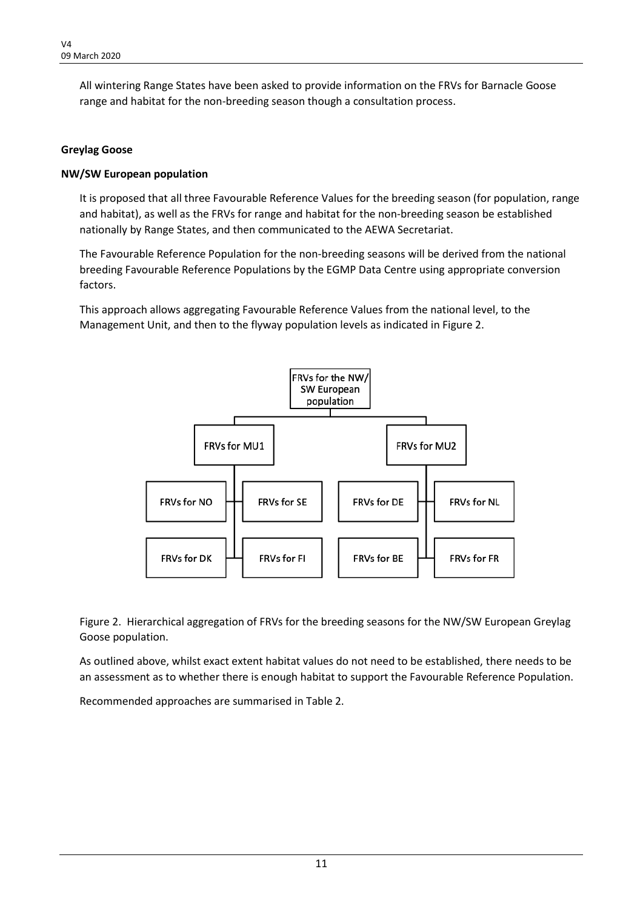All wintering Range States have been asked to provide information on the FRVs for Barnacle Goose range and habitat for the non-breeding season though a consultation process.

**Greylag Goose**

**NW/SW European population**

It is proposed that all three Favourable Reference Values for the breeding season (for population, range and habitat), as well as the FRVs for range and habitat for the non-breeding season be established nationally by Range States, and then communicated to the AEWA Secretariat.

The Favourable Reference Population for the non-breeding seasons will be derived from the national breeding Favourable Reference Populations by the EGMP Data Centre using appropriate conversion factors.

This approach allows aggregating Favourable Reference Values from the national level, to the Management Unit, and then to the flyway population levels as indicated in Figure 2.

- FRVs for the NW/SW European population
  - FRVs for MU1
    - FRVs for NO
    - FRVs for SE
    - FRVs for DK
    - FRVs for FI
  - FRVs for MU2
    - FRVs for DE
    - FRVs for NL
    - FRVs for BE
    - FRVs for FR

Figure 2. Hierarchical aggregation of FRVs for the breeding seasons for the NW/SW European Greylag Goose population.

As outlined above, whilst exact extent habitat values do not need to be established, there needs to be an assessment as to whether there is enough habitat to support the Favourable Reference Population.

Recommended approaches are summarised in Table 2.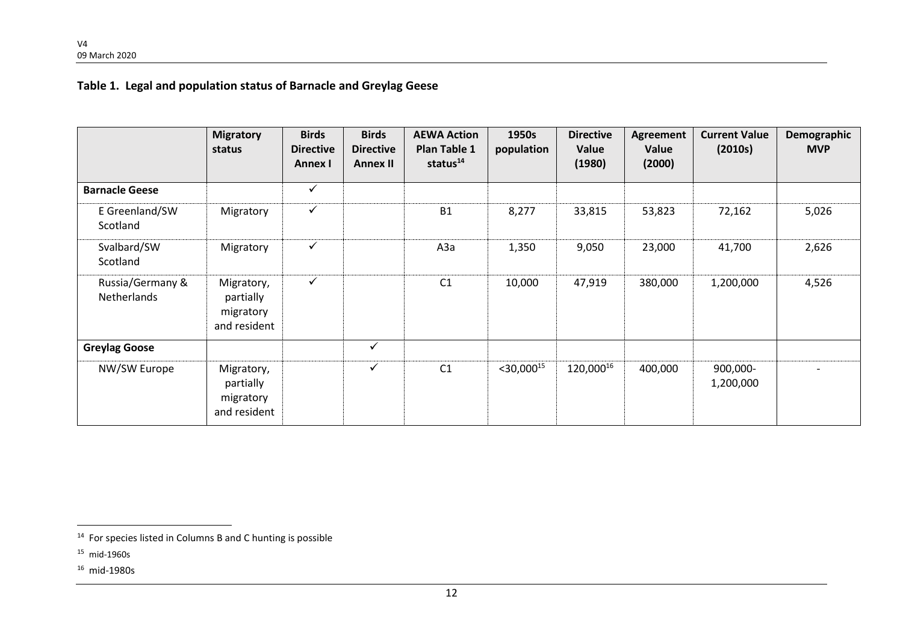**Table 1. Legal and population status of Barnacle and Greylag Geese**

| | Migratory status | Birds Directive Annex I | Birds Directive Annex II | AEWA Action Plan Table 1 status[14] | 1950s population | Directive Value (1980) | Agreement Value (2000) | Current Value (2010s) | Demographic MVP |
|---|---|---|---|---|---|---|---|---|---|
| **Barnacle Geese** | | ✓ | | | | | | | |
| E Greenland/SW Scotland | Migratory | ✓ | | B1 | 8,277 | 33,815 | 53,823 | 72,162 | 5,026 |
| Svalbard/SW Scotland | Migratory | ✓ | | A3a | 1,350 | 9,050 | 23,000 | 41,700 | 2,626 |
| Russia/Germany & Netherlands | Migratory, partially migratory and resident | ✓ | | C1 | 10,000 | 47,919 | 380,000 | 1,200,000 | 4,526 |
| **Greylag Goose** | | | ✓ | | | | | | |
| NW/SW Europe | Migratory, partially migratory and resident | | ✓ | C1 | <30,000[15] | 120,000[16] | 400,000 | 900,000-1,200,000 | - |

[14] For species listed in Columns B and C hunting is possible

[15] mid-1960s

[16] mid-1980s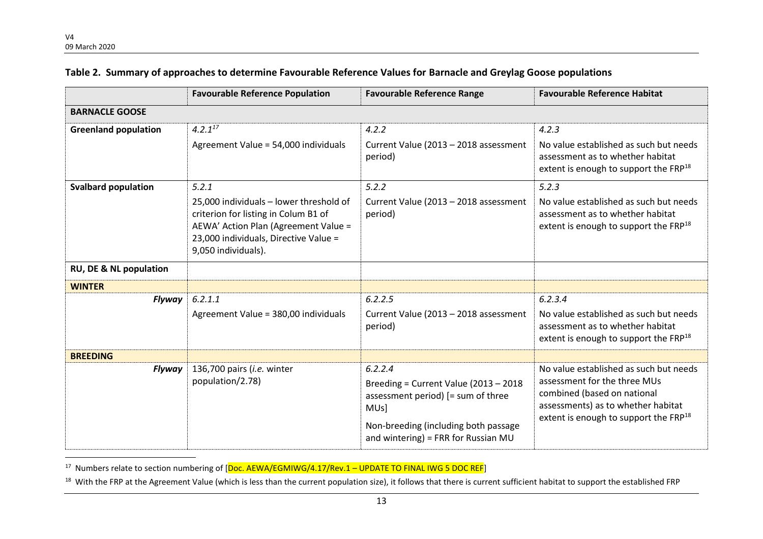**Table 2. Summary of approaches to determine Favourable Reference Values for Barnacle and Greylag Goose populations**

| | Favourable Reference Population | Favourable Reference Range | Favourable Reference Habitat |
|---|---|---|---|
| **BARNACLE GOOSE** | | | |
| **Greenland population** | *4.2.1*[17]<br>Agreement Value = 54,000 individuals | *4.2.2*<br>Current Value (2013 – 2018 assessment period) | *4.2.3*<br>No value established as such but needs assessment as to whether habitat extent is enough to support the FRP[18] |
| **Svalbard population** | *5.2.1*<br>25,000 individuals – lower threshold of criterion for listing in Colum B1 of AEWA' Action Plan (Agreement Value = 23,000 individuals, Directive Value = 9,050 individuals). | *5.2.2*<br>Current Value (2013 – 2018 assessment period) | *5.2.3*<br>No value established as such but needs assessment as to whether habitat extent is enough to support the FRP[18] |
| **RU, DE & NL population** | | | |
| **WINTER** | | | |
| ***Flyway*** | *6.2.1.1*<br>Agreement Value = 380,00 individuals | *6.2.2.5*<br>Current Value (2013 – 2018 assessment period) | *6.2.3.4*<br>No value established as such but needs assessment as to whether habitat extent is enough to support the FRP[18] |
| **BREEDING** | | | |
| ***Flyway*** | 136,700 pairs (*i.e.* winter population/2.78) | *6.2.2.4*<br>Breeding = Current Value (2013 – 2018 assessment period) [= sum of three MUs]<br>Non-breeding (including both passage and wintering) = FRR for Russian MU | No value established as such but needs assessment for the three MUs combined (based on national assessments) as to whether habitat extent is enough to support the FRP[18] |

[17] Numbers relate to section numbering of [Doc. AEWA/EGMIWG/4.17/Rev.1 – UPDATE TO FINAL IWG 5 DOC REF]

[18] With the FRP at the Agreement Value (which is less than the current population size), it follows that there is current sufficient habitat to support the established FRP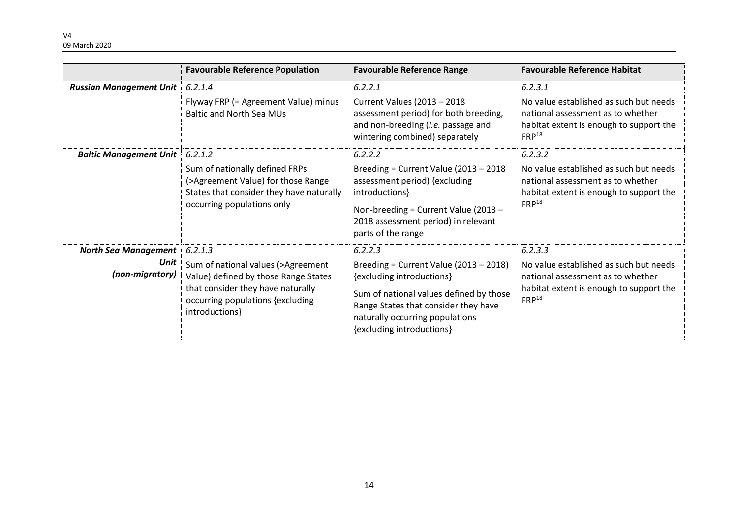| | Favourable Reference Population | Favourable Reference Range | Favourable Reference Habitat |
|---|---|---|---|
| ***Russian Management Unit*** | *6.2.1.4*<br>Flyway FRP (= Agreement Value) minus Baltic and North Sea MUs | *6.2.2.1*<br>Current Values (2013 – 2018 assessment period) for both breeding, and non-breeding (*i.e.* passage and wintering combined) separately | *6.2.3.1*<br>No value established as such but needs national assessment as to whether habitat extent is enough to support the FRP[18] |
| ***Baltic Management Unit*** | *6.2.1.2*<br>Sum of nationally defined FRPs (>Agreement Value) for those Range States that consider they have naturally occurring populations only | *6.2.2.2*<br>Breeding = Current Value (2013 – 2018 assessment period) {excluding introductions}<br>Non-breeding = Current Value (2013 – 2018 assessment period) in relevant parts of the range | *6.2.3.2*<br>No value established as such but needs national assessment as to whether habitat extent is enough to support the FRP[18] |
| ***North Sea Management Unit (non-migratory)*** | *6.2.1.3*<br>Sum of national values (>Agreement Value) defined by those Range States that consider they have naturally occurring populations {excluding introductions} | *6.2.2.3*<br>Breeding = Current Value (2013 – 2018) {excluding introductions}<br>Sum of national values defined by those Range States that consider they have naturally occurring populations {excluding introductions} | *6.2.3.3*<br>No value established as such but needs national assessment as to whether habitat extent is enough to support the FRP[18] |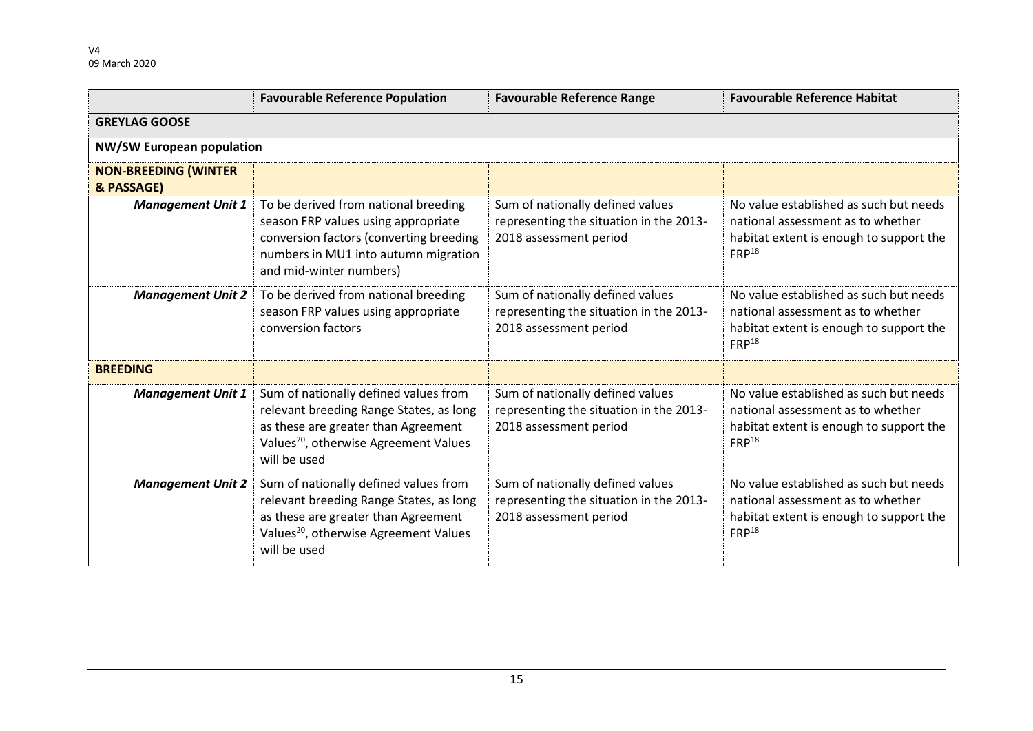| | Favourable Reference Population | Favourable Reference Range | Favourable Reference Habitat |
|---|---|---|---|
| **GREYLAG GOOSE** | | | |
| **NW/SW European population** | | | |
| **NON-BREEDING (WINTER & PASSAGE)** | | | |
| ***Management Unit 1*** | To be derived from national breeding season FRP values using appropriate conversion factors (converting breeding numbers in MU1 into autumn migration and mid-winter numbers) | Sum of nationally defined values representing the situation in the 2013-2018 assessment period | No value established as such but needs national assessment as to whether habitat extent is enough to support the FRP[18] |
| ***Management Unit 2*** | To be derived from national breeding season FRP values using appropriate conversion factors | Sum of nationally defined values representing the situation in the 2013-2018 assessment period | No value established as such but needs national assessment as to whether habitat extent is enough to support the FRP[18] |
| **BREEDING** | | | |
| ***Management Unit 1*** | Sum of nationally defined values from relevant breeding Range States, as long as these are greater than Agreement Values[20], otherwise Agreement Values will be used | Sum of nationally defined values representing the situation in the 2013-2018 assessment period | No value established as such but needs national assessment as to whether habitat extent is enough to support the FRP[18] |
| ***Management Unit 2*** | Sum of nationally defined values from relevant breeding Range States, as long as these are greater than Agreement Values[20], otherwise Agreement Values will be used | Sum of nationally defined values representing the situation in the 2013-2018 assessment period | No value established as such but needs national assessment as to whether habitat extent is enough to support the FRP[18] |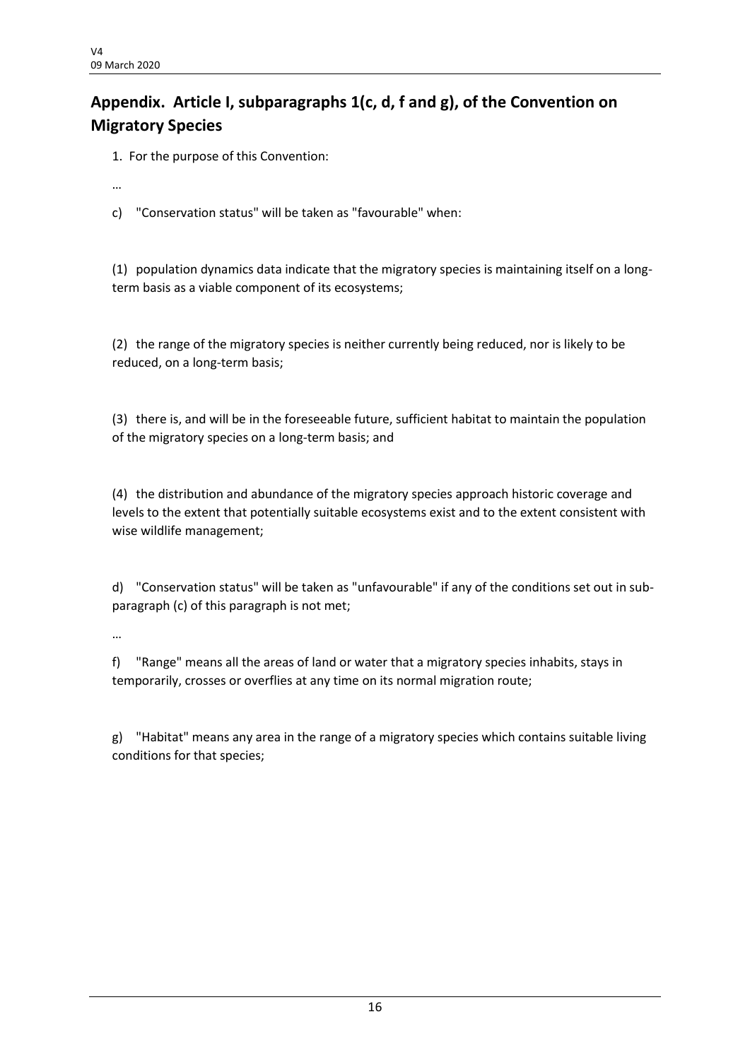## Appendix. Article I, subparagraphs 1(c, d, f and g), of the Convention on Migratory Species

1. For the purpose of this Convention:

…

c) "Conservation status" will be taken as "favourable" when:

(1) population dynamics data indicate that the migratory species is maintaining itself on a long-term basis as a viable component of its ecosystems;

(2) the range of the migratory species is neither currently being reduced, nor is likely to be reduced, on a long-term basis;

(3) there is, and will be in the foreseeable future, sufficient habitat to maintain the population of the migratory species on a long-term basis; and

(4) the distribution and abundance of the migratory species approach historic coverage and levels to the extent that potentially suitable ecosystems exist and to the extent consistent with wise wildlife management;

d) "Conservation status" will be taken as "unfavourable" if any of the conditions set out in sub-paragraph (c) of this paragraph is not met;

…

f) "Range" means all the areas of land or water that a migratory species inhabits, stays in temporarily, crosses or overflies at any time on its normal migration route;

g) "Habitat" means any area in the range of a migratory species which contains suitable living conditions for that species;